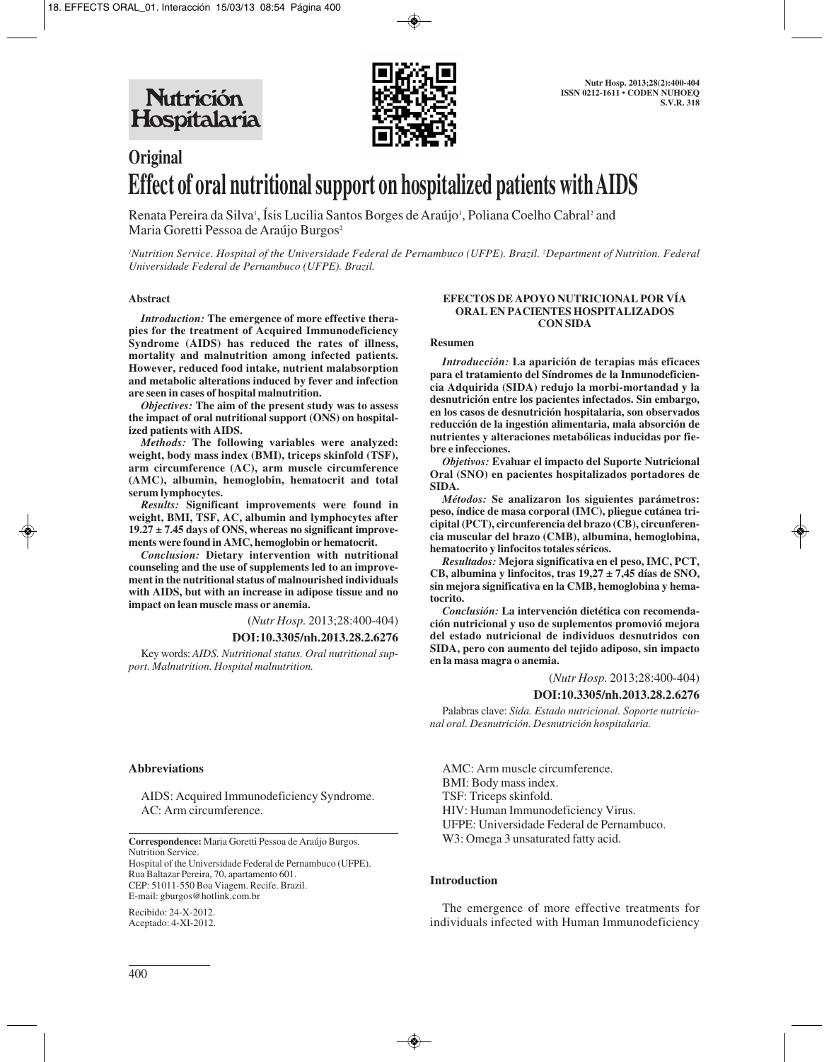# Original

# Effect of oral nutritional support on hospitalized patients with AIDS

Renata Pereira da Silva[1], Ísis Lucilia Santos Borges de Araújo[1], Poliana Coelho Cabral[2] and Maria Goretti Pessoa de Araújo Burgos[2]

[1]Nutrition Service. Hospital of the Universidade Federal de Pernambuco (UFPE). Brazil. [2]Department of Nutrition. Federal Universidade Federal de Pernambuco (UFPE). Brazil.

## Abstract

*Introduction:* **The emergence of more effective therapies for the treatment of Acquired Immunodeficiency Syndrome (AIDS) has reduced the rates of illness, mortality and malnutrition among infected patients. However, reduced food intake, nutrient malabsorption and metabolic alterations induced by fever and infection are seen in cases of hospital malnutrition.**

*Objectives:* **The aim of the present study was to assess the impact of oral nutritional support (ONS) on hospitalized patients with AIDS.**

*Methods:* **The following variables were analyzed: weight, body mass index (BMI), triceps skinfold (TSF), arm circumference (AC), arm muscle circumference (AMC), albumin, hemoglobin, hematocrit and total serum lymphocytes.**

*Results:* **Significant improvements were found in weight, BMI, TSF, AC, albumin and lymphocytes after 19.27 ± 7.45 days of ONS, whereas no significant improvements were found in AMC, hemoglobin or hematocrit.**

*Conclusion:* **Dietary intervention with nutritional counseling and the use of supplements led to an improvement in the nutritional status of malnourished individuals with AIDS, but with an increase in adipose tissue and no impact on lean muscle mass or anemia.**

(*Nutr Hosp.* 2013;28:400-404)

**DOI:10.3305/nh.2013.28.2.6276**

Key words: *AIDS. Nutritional status. Oral nutritional support. Malnutrition. Hospital malnutrition.*

## EFECTOS DE APOYO NUTRICIONAL POR VÍA ORAL EN PACIENTES HOSPITALIZADOS CON SIDA

### Resumen

*Introducción:* **La aparición de terapias más eficaces para el tratamiento del Síndromes de la Inmunodeficiencia Adquirida (SIDA) redujo la morbi-mortandad y la desnutrición entre los pacientes infectados. Sin embargo, en los casos de desnutrición hospitalaria, son observados reducción de la ingestión alimentaria, mala absorción de nutrientes y alteraciones metabólicas inducidas por fiebre e infecciones.**

*Objetivos:* **Evaluar el impacto del Suporte Nutricional Oral (SNO) en pacientes hospitalizados portadores de SIDA.**

*Métodos:* **Se analizaron los siguientes parámetros: peso, índice de masa corporal (IMC), pliegue cutánea tricipital (PCT), circunferencia del brazo (CB), circunferencia muscular del brazo (CMB), albumina, hemoglobina, hematocrito y linfocitos totales séricos.**

*Resultados:* **Mejora significativa en el peso, IMC, PCT, CB, albumina y linfocitos, tras 19,27 ± 7,45 días de SNO, sin mejora significativa en la CMB, hemoglobina y hematocrito.**

*Conclusión:* **La intervención dietética con recomendación nutricional y uso de suplementos promovió mejora del estado nutricional de individuos desnutridos con SIDA, pero con aumento del tejido adiposo, sin impacto en la masa magra o anemia.**

(*Nutr Hosp.* 2013;28:400-404)

**DOI:10.3305/nh.2013.28.2.6276**

Palabras clave: *Sida. Estado nutricional. Soporte nutricional oral. Desnutrición. Desnutrición hospitalaria.*

### Abbreviations

AIDS: Acquired Immunodeficiency Syndrome.
AC: Arm circumference.
AMC: Arm muscle circumference.
BMI: Body mass index.
TSF: Triceps skinfold.
HIV: Human Immunodeficiency Virus.
UFPE: Universidade Federal de Pernambuco.
W3: Omega 3 unsaturated fatty acid.

**Correspondence:** Maria Goretti Pessoa de Araújo Burgos.
Nutrition Service.
Hospital of the Universidade Federal de Pernambuco (UFPE).
Rua Baltazar Pereira, 70, apartamento 601.
CEP: 51011-550 Boa Viagem. Recife. Brazil.
E-mail: gburgos@hotlink.com.br

Recibido: 24-X-2012.
Aceptado: 4-XI-2012.

## Introduction

The emergence of more effective treatments for individuals infected with Human Immunodeficiency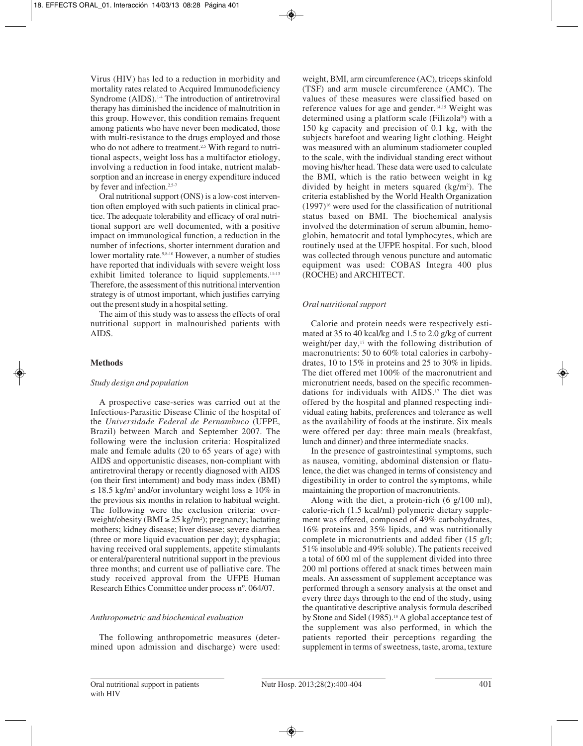Virus (HIV) has led to a reduction in morbidity and mortality rates related to Acquired Immunodeficiency Syndrome (AIDS).[1-4] The introduction of antiretroviral therapy has diminished the incidence of malnutrition in this group. However, this condition remains frequent among patients who have never been medicated, those with multi-resistance to the drugs employed and those who do not adhere to treatment.[2,5] With regard to nutritional aspects, weight loss has a multifactor etiology, involving a reduction in food intake, nutrient malabsorption and an increase in energy expenditure induced by fever and infection.[2,5-7]

Oral nutritional support (ONS) is a low-cost intervention often employed with such patients in clinical practice. The adequate tolerability and efficacy of oral nutritional support are well documented, with a positive impact on immunological function, a reduction in the number of infections, shorter internment duration and lower mortality rate.[5,8-10] However, a number of studies have reported that individuals with severe weight loss exhibit limited tolerance to liquid supplements.[11-13] Therefore, the assessment of this nutritional intervention strategy is of utmost important, which justifies carrying out the present study in a hospital setting.

The aim of this study was to assess the effects of oral nutritional support in malnourished patients with AIDS.

## Methods

### *Study design and population*

A prospective case-series was carried out at the Infectious-Parasitic Disease Clinic of the hospital of the *Universidade Federal de Pernambuco* (UFPE, Brazil) between March and September 2007. The following were the inclusion criteria: Hospitalized male and female adults (20 to 65 years of age) with AIDS and opportunistic diseases, non-compliant with antiretroviral therapy or recently diagnosed with AIDS (on their first internment) and body mass index (BMI) $\leq 18.5$ kg/m$^2$ and/or involuntary weight loss $\geq 10\%$ in the previous six months in relation to habitual weight. The following were the exclusion criteria: overweight/obesity (BMI $\geq 25$ kg/m$^2$); pregnancy; lactating mothers; kidney disease; liver disease; severe diarrhea (three or more liquid evacuation per day); dysphagia; having received oral supplements, appetite stimulants or enteral/parenteral nutritional support in the previous three months; and current use of palliative care. The study received approval from the UFPE Human Research Ethics Committee under process nº. 064/07.

### *Anthropometric and biochemical evaluation*

The following anthropometric measures (determined upon admission and discharge) were used: weight, BMI, arm circumference (AC), triceps skinfold (TSF) and arm muscle circumference (AMC). The values of these measures were classified based on reference values for age and gender.[14,15] Weight was determined using a platform scale (Filizola®) with a 150 kg capacity and precision of 0.1 kg, with the subjects barefoot and wearing light clothing. Height was measured with an aluminum stadiometer coupled to the scale, with the individual standing erect without moving his/her head. These data were used to calculate the BMI, which is the ratio between weight in kg divided by height in meters squared (kg/m$^2$). The criteria established by the World Health Organization (1997)[16] were used for the classification of nutritional status based on BMI. The biochemical analysis involved the determination of serum albumin, hemoglobin, hematocrit and total lymphocytes, which are routinely used at the UFPE hospital. For such, blood was collected through venous puncture and automatic equipment was used: COBAS Integra 400 plus (ROCHE) and ARCHITECT.

### *Oral nutritional support*

Calorie and protein needs were respectively estimated at 35 to 40 kcal/kg and 1.5 to 2.0 g/kg of current weight/per day,[17] with the following distribution of macronutrients: 50 to 60% total calories in carbohydrates, 10 to 15% in proteins and 25 to 30% in lipids. The diet offered met 100% of the macronutrient and micronutrient needs, based on the specific recommendations for individuals with AIDS.[17] The diet was offered by the hospital and planned respecting individual eating habits, preferences and tolerance as well as the availability of foods at the institute. Six meals were offered per day: three main meals (breakfast, lunch and dinner) and three intermediate snacks.

In the presence of gastrointestinal symptoms, such as nausea, vomiting, abdominal distension or flatulence, the diet was changed in terms of consistency and digestibility in order to control the symptoms, while maintaining the proportion of macronutrients.

Along with the diet, a protein-rich (6 g/100 ml), calorie-rich (1.5 kcal/ml) polymeric dietary supplement was offered, composed of 49% carbohydrates, 16% proteins and 35% lipids, and was nutritionally complete in micronutrients and added fiber (15 g/l; 51% insoluble and 49% soluble). The patients received a total of 600 ml of the supplement divided into three 200 ml portions offered at snack times between main meals. An assessment of supplement acceptance was performed through a sensory analysis at the onset and every three days through to the end of the study, using the quantitative descriptive analysis formula described by Stone and Sidel (1985).[18] A global acceptance test of the supplement was also performed, in which the patients reported their perceptions regarding the supplement in terms of sweetness, taste, aroma, texture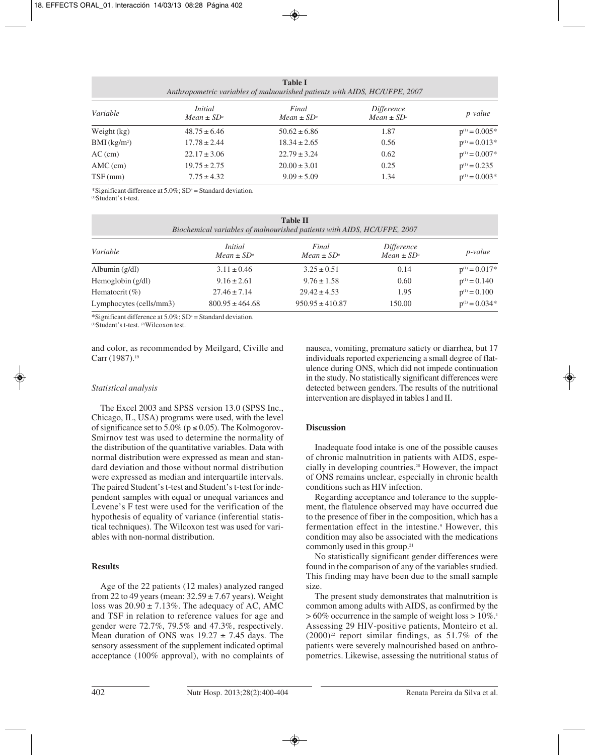**Table I**
*Anthropometric variables of malnourished patients with AIDS, HC/UFPE, 2007*

| Variable | Initial Mean ± SD[a] | Final Mean ± SD[a] | Difference Mean ± SD[a] | p-value |
|---|---|---|---|---|
| Weight (kg) | 48.75 ± 6.46 | 50.62 ± 6.86 | 1.87 | $p^{(1)} = 0.005$* |
| BMI ($kg/m^2$) | 17.78 ± 2.44 | 18.34 ± 2.65 | 0.56 | $p^{(1)} = 0.013$* |
| AC (cm) | 22.17 ± 3.06 | 22.79 ± 3.24 | 0.62 | $p^{(1)} = 0.007$* |
| AMC (cm) | 19.75 ± 2.75 | 20.00 ± 3.01 | 0.25 | $p^{(1)} = 0.235$ |
| TSF (mm) | 7.75 ± 4.32 | 9.09 ± 5.09 | 1.34 | $p^{(1)} = 0.003$* |

*Significant difference at 5.0%; SD[a] = Standard deviation.
(1)Student's t-test.

**Table II**
*Biochemical variables of malnourished patients with AIDS, HC/UFPE, 2007*

| Variable | Initial Mean ± SD[a] | Final Mean ± SD[a] | Difference Mean ± SD[a] | p-value |
|---|---|---|---|---|
| Albumin (g/dl) | 3.11 ± 0.46 | 3.25 ± 0.51 | 0.14 | $p^{(1)} = 0.017$* |
| Hemoglobin (g/dl) | 9.16 ± 2.61 | 9.76 ± 1.58 | 0.60 | $p^{(1)} = 0.140$ |
| Hematocrit (%) | 27.46 ± 7.14 | 29.42 ± 4.53 | 1.95 | $p^{(1)} = 0.100$ |
| Lymphocytes (cells/mm3) | 800.95 ± 464.68 | 950.95 ± 410.87 | 150.00 | $p^{(2)} = 0.034$* |

*Significant difference at 5.0%; SD[a] = Standard deviation.
(1)Student's t-test. (2)Wilcoxon test.

and color, as recommended by Meilgard, Civille and Carr (1987).[19]

### *Statistical analysis*

The Excel 2003 and SPSS version 13.0 (SPSS Inc., Chicago, IL, USA) programs were used, with the level of significance set to 5.0% ($p \leq 0.05$). The Kolmogorov-Smirnov test was used to determine the normality of the distribution of the quantitative variables. Data with normal distribution were expressed as mean and standard deviation and those without normal distribution were expressed as median and interquartile intervals. The paired Student's t-test and Student's t-test for independent samples with equal or unequal variances and Levene's F test were used for the verification of the hypothesis of equality of variance (inferential statistical techniques). The Wilcoxon test was used for variables with non-normal distribution.

## **Results**

Age of the 22 patients (12 males) analyzed ranged from 22 to 49 years (mean: 32.59 ± 7.67 years). Weight loss was 20.90 ± 7.13%. The adequacy of AC, AMC and TSF in relation to reference values for age and gender were 72.7%, 79.5% and 47.3%, respectively. Mean duration of ONS was 19.27 ± 7.45 days. The sensory assessment of the supplement indicated optimal acceptance (100% approval), with no complaints of nausea, vomiting, premature satiety or diarrhea, but 17 individuals reported experiencing a small degree of flatulence during ONS, which did not impede continuation in the study. No statistically significant differences were detected between genders. The results of the nutritional intervention are displayed in tables I and II.

## **Discussion**

Inadequate food intake is one of the possible causes of chronic malnutrition in patients with AIDS, especially in developing countries.[20] However, the impact of ONS remains unclear, especially in chronic health conditions such as HIV infection.

Regarding acceptance and tolerance to the supplement, the flatulence observed may have occurred due to the presence of fiber in the composition, which has a fermentation effect in the intestine.[9] However, this condition may also be associated with the medications commonly used in this group.[21]

No statistically significant gender differences were found in the comparison of any of the variables studied. This finding may have been due to the small sample size.

The present study demonstrates that malnutrition is common among adults with AIDS, as confirmed by the > 60% occurrence in the sample of weight loss > 10%.[1] Assessing 29 HIV-positive patients, Monteiro et al. (2000)[22] report similar findings, as 51.7% of the patients were severely malnourished based on anthropometrics. Likewise, assessing the nutritional status of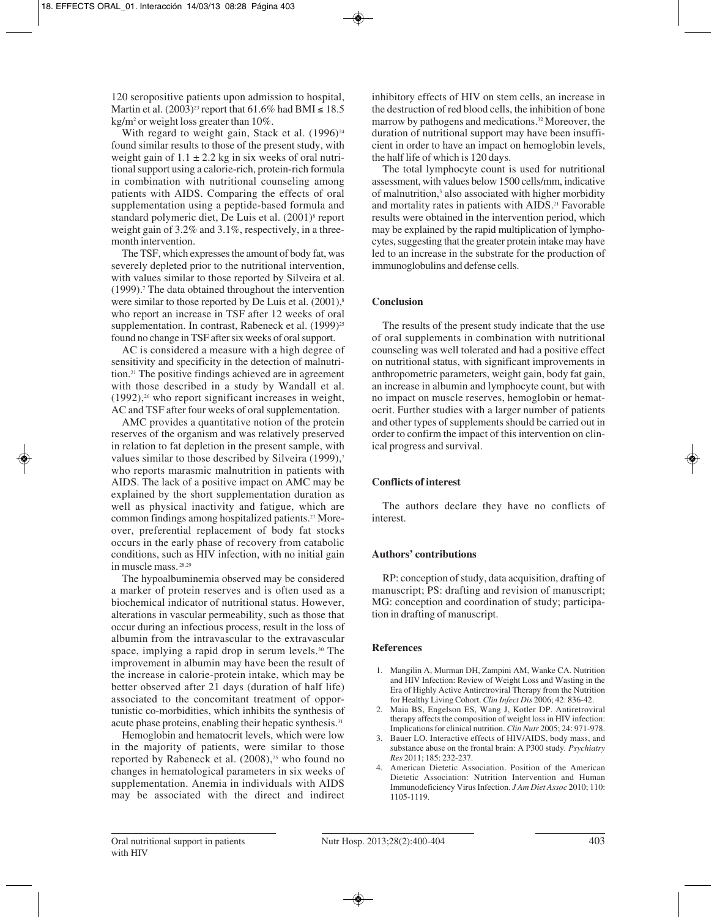120 seropositive patients upon admission to hospital, Martin et al. (2003)[23] report that 61.6% had BMI ≤ 18.5 kg/m[2] or weight loss greater than 10%.

With regard to weight gain, Stack et al. (1996)[24] found similar results to those of the present study, with weight gain of 1.1 ± 2.2 kg in six weeks of oral nutritional support using a calorie-rich, protein-rich formula in combination with nutritional counseling among patients with AIDS. Comparing the effects of oral supplementation using a peptide-based formula and standard polymeric diet, De Luis et al. (2001)[8] report weight gain of 3.2% and 3.1%, respectively, in a three-month intervention.

The TSF, which expresses the amount of body fat, was severely depleted prior to the nutritional intervention, with values similar to those reported by Silveira et al. (1999).[7] The data obtained throughout the intervention were similar to those reported by De Luis et al. (2001),[8] who report an increase in TSF after 12 weeks of oral supplementation. In contrast, Rabeneck et al. (1999)[25] found no change in TSF after six weeks of oral support.

AC is considered a measure with a high degree of sensitivity and specificity in the detection of malnutrition.[21] The positive findings achieved are in agreement with those described in a study by Wandall et al. (1992),[26] who report significant increases in weight, AC and TSF after four weeks of oral supplementation.

AMC provides a quantitative notion of the protein reserves of the organism and was relatively preserved in relation to fat depletion in the present sample, with values similar to those described by Silveira (1999),[7] who reports marasmic malnutrition in patients with AIDS. The lack of a positive impact on AMC may be explained by the short supplementation duration as well as physical inactivity and fatigue, which are common findings among hospitalized patients.[27] Moreover, preferential replacement of body fat stocks occurs in the early phase of recovery from catabolic conditions, such as HIV infection, with no initial gain in muscle mass.[28,29]

The hypoalbuminemia observed may be considered a marker of protein reserves and is often used as a biochemical indicator of nutritional status. However, alterations in vascular permeability, such as those that occur during an infectious process, result in the loss of albumin from the intravascular to the extravascular space, implying a rapid drop in serum levels.[30] The improvement in albumin may have been the result of the increase in calorie-protein intake, which may be better observed after 21 days (duration of half life) associated to the concomitant treatment of opportunistic co-morbidities, which inhibits the synthesis of acute phase proteins, enabling their hepatic synthesis.[31]

Hemoglobin and hematocrit levels, which were low in the majority of patients, were similar to those reported by Rabeneck et al. (2008),[25] who found no changes in hematological parameters in six weeks of supplementation. Anemia in individuals with AIDS may be associated with the direct and indirect inhibitory effects of HIV on stem cells, an increase in the destruction of red blood cells, the inhibition of bone marrow by pathogens and medications.[32] Moreover, the duration of nutritional support may have been insufficient in order to have an impact on hemoglobin levels, the half life of which is 120 days.

The total lymphocyte count is used for nutritional assessment, with values below 1500 cells/mm, indicative of malnutrition,[3] also associated with higher morbidity and mortality rates in patients with AIDS.[21] Favorable results were obtained in the intervention period, which may be explained by the rapid multiplication of lymphocytes, suggesting that the greater protein intake may have led to an increase in the substrate for the production of immunoglobulins and defense cells.

## Conclusion

The results of the present study indicate that the use of oral supplements in combination with nutritional counseling was well tolerated and had a positive effect on nutritional status, with significant improvements in anthropometric parameters, weight gain, body fat gain, an increase in albumin and lymphocyte count, but with no impact on muscle reserves, hemoglobin or hematocrit. Further studies with a larger number of patients and other types of supplements should be carried out in order to confirm the impact of this intervention on clinical progress and survival.

## Conflicts of interest

The authors declare they have no conflicts of interest.

## Authors' contributions

RP: conception of study, data acquisition, drafting of manuscript; PS: drafting and revision of manuscript; MG: conception and coordination of study; participation in drafting of manuscript.

## References

1. Mangilin A, Murman DH, Zampini AM, Wanke CA. Nutrition and HIV Infection: Review of Weight Loss and Wasting in the Era of Highly Active Antiretroviral Therapy from the Nutrition for Healthy Living Cohort. *Clin Infect Dis* 2006; 42: 836-42.
2. Maia BS, Engelson ES, Wang J, Kotler DP. Antiretroviral therapy affects the composition of weight loss in HIV infection: Implications for clinical nutrition. *Clin Nutr* 2005; 24: 971-978.
3. Bauer LO. Interactive effects of HIV/AIDS, body mass, and substance abuse on the frontal brain: A P300 study. *Psychiatry Res* 2011; 185: 232-237.
4. American Dietetic Association. Position of the American Dietetic Association: Nutrition Intervention and Human Immunodeficiency Virus Infection. *J Am Diet Assoc* 2010; 110: 1105-1119.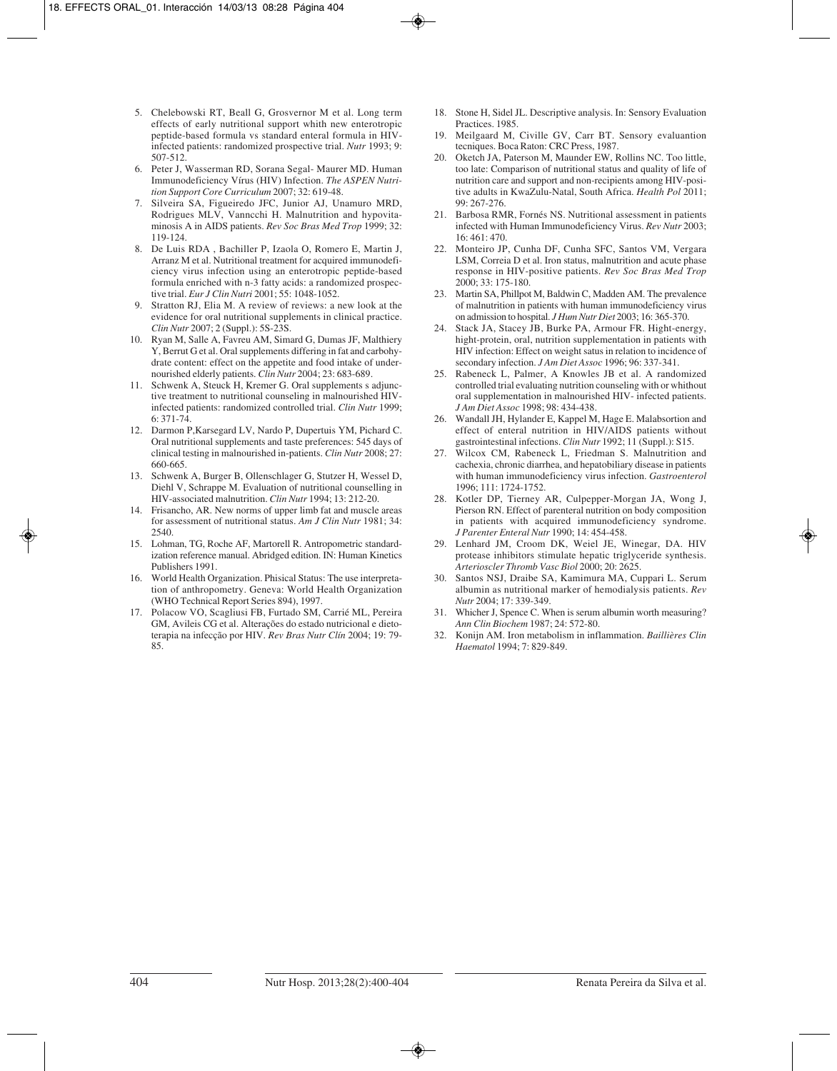5. Chelebowski RT, Beall G, Grosvernor M et al. Long term effects of early nutritional support whith new enterotropic peptide-based formula vs standard enteral formula in HIV-infected patients: randomized prospective trial. *Nutr* 1993; 9: 507-512.
6. Peter J, Wasserman RD, Sorana Segal- Maurer MD. Human Immunodeficiency Vírus (HIV) Infection. *The ASPEN Nutrition Support Core Curriculum* 2007; 32: 619-48.
7. Silveira SA, Figueiredo JFC, Junior AJ, Unamuro MRD, Rodrigues MLV, Vanncchi H. Malnutrition and hypovitaminosis A in AIDS patients. *Rev Soc Bras Med Trop* 1999; 32: 119-124.
8. De Luis RDA , Bachiller P, Izaola O, Romero E, Martin J, Arranz M et al. Nutritional treatment for acquired immunodeficiency virus infection using an enterotropic peptide-based formula enriched with n-3 fatty acids: a randomized prospective trial. *Eur J Clin Nutri* 2001; 55: 1048-1052.
9. Stratton RJ, Elia M. A review of reviews: a new look at the evidence for oral nutritional supplements in clinical practice. *Clin Nutr* 2007; 2 (Suppl.): 5S-23S.
10. Ryan M, Salle A, Favreu AM, Simard G, Dumas JF, Malthiery Y, Berrut G et al. Oral supplements differing in fat and carbohydrate content: effect on the appetite and food intake of undernourished elderly patients. *Clin Nutr* 2004; 23: 683-689.
11. Schwenk A, Steuck H, Kremer G. Oral supplements s adjunctive treatment to nutritional counseling in malnourished HIV-infected patients: randomized controlled trial. *Clin Nutr* 1999; 6: 371-74.
12. Darmon P,Karsegard LV, Nardo P, Dupertuis YM, Pichard C. Oral nutritional supplements and taste preferences: 545 days of clinical testing in malnourished in-patients. *Clin Nutr* 2008; 27: 660-665.
13. Schwenk A, Burger B, Ollenschlager G, Stutzer H, Wessel D, Diehl V, Schrappe M. Evaluation of nutritional counselling in HIV-associated malnutrition. *Clin Nutr* 1994; 13: 212-20.
14. Frisancho, AR. New norms of upper limb fat and muscle areas for assessment of nutritional status. *Am J Clin Nutr* 1981; 34: 2540.
15. Lohman, TG, Roche AF, Martorell R. Antropometric standardization reference manual. Abridged edition. IN: Human Kinetics Publishers 1991.
16. World Health Organization. Phisical Status: The use interpretation of anthropometry. Geneva: World Health Organization (WHO Technical Report Series 894), 1997.
17. Polacow VO, Scagliusi FB, Furtado SM, Carrié ML, Pereira GM, Avileis CG et al. Alterações do estado nutricional e dietoterapia na infecção por HIV. *Rev Bras Nutr Clín* 2004; 19: 79-85.
18. Stone H, Sidel JL. Descriptive analysis. In: Sensory Evaluation Practices. 1985.
19. Meilgaard M, Civille GV, Carr BT. Sensory evaluantion tecniques. Boca Raton: CRC Press, 1987.
20. Oketch JA, Paterson M, Maunder EW, Rollins NC. Too little, too late: Comparison of nutritional status and quality of life of nutrition care and support and non-recipients among HIV-positive adults in KwaZulu-Natal, South Africa. *Health Pol* 2011; 99: 267-276.
21. Barbosa RMR, Fornés NS. Nutritional assessment in patients infected with Human Immunodeficiency Virus. *Rev Nutr* 2003; 16: 461: 470.
22. Monteiro JP, Cunha DF, Cunha SFC, Santos VM, Vergara LSM, Correia D et al. Iron status, malnutrition and acute phase response in HIV-positive patients. *Rev Soc Bras Med Trop* 2000; 33: 175-180.
23. Martin SA, Phillpot M, Baldwin C, Madden AM. The prevalence of malnutrition in patients with human immunodeficiency virus on admission to hospital. *J Hum Nutr Diet* 2003; 16: 365-370.
24. Stack JA, Stacey JB, Burke PA, Armour FR. Hight-energy, hight-protein, oral, nutrition supplementation in patients with HIV infection: Effect on weight satus in relation to incidence of secondary infection. *J Am Diet Assoc* 1996; 96: 337-341.
25. Rabeneck L, Palmer, A Knowles JB et al. A randomized controlled trial evaluating nutrition counseling with or whithout oral supplementation in malnourished HIV- infected patients. *J Am Diet Assoc* 1998; 98: 434-438.
26. Wandall JH, Hylander E, Kappel M, Hage E. Malabsortion and effect of enteral nutrition in HIV/AIDS patients without gastrointestinal infections. *Clin Nutr* 1992; 11 (Suppl.): S15.
27. Wilcox CM, Rabeneck L, Friedman S. Malnutrition and cachexia, chronic diarrhea, and hepatobiliary disease in patients with human immunodeficiency virus infection. *Gastroenterol* 1996; 111: 1724-1752.
28. Kotler DP, Tierney AR, Culpepper-Morgan JA, Wong J, Pierson RN. Effect of parenteral nutrition on body composition in patients with acquired immunodeficiency syndrome. *J Parenter Enteral Nutr* 1990; 14: 454-458.
29. Lenhard JM, Croom DK, Weiel JE, Winegar, DA. HIV protease inhibitors stimulate hepatic triglyceride synthesis. *Arterioscler Thromb Vasc Biol* 2000; 20: 2625.
30. Santos NSJ, Draibe SA, Kamimura MA, Cuppari L. Serum albumin as nutritional marker of hemodialysis patients. *Rev Nutr* 2004; 17: 339-349.
31. Whicher J, Spence C. When is serum albumin worth measuring? *Ann Clin Biochem* 1987; 24: 572-80.
32. Konijn AM. Iron metabolism in inflammation. *Baillières Clin Haematol* 1994; 7: 829-849.